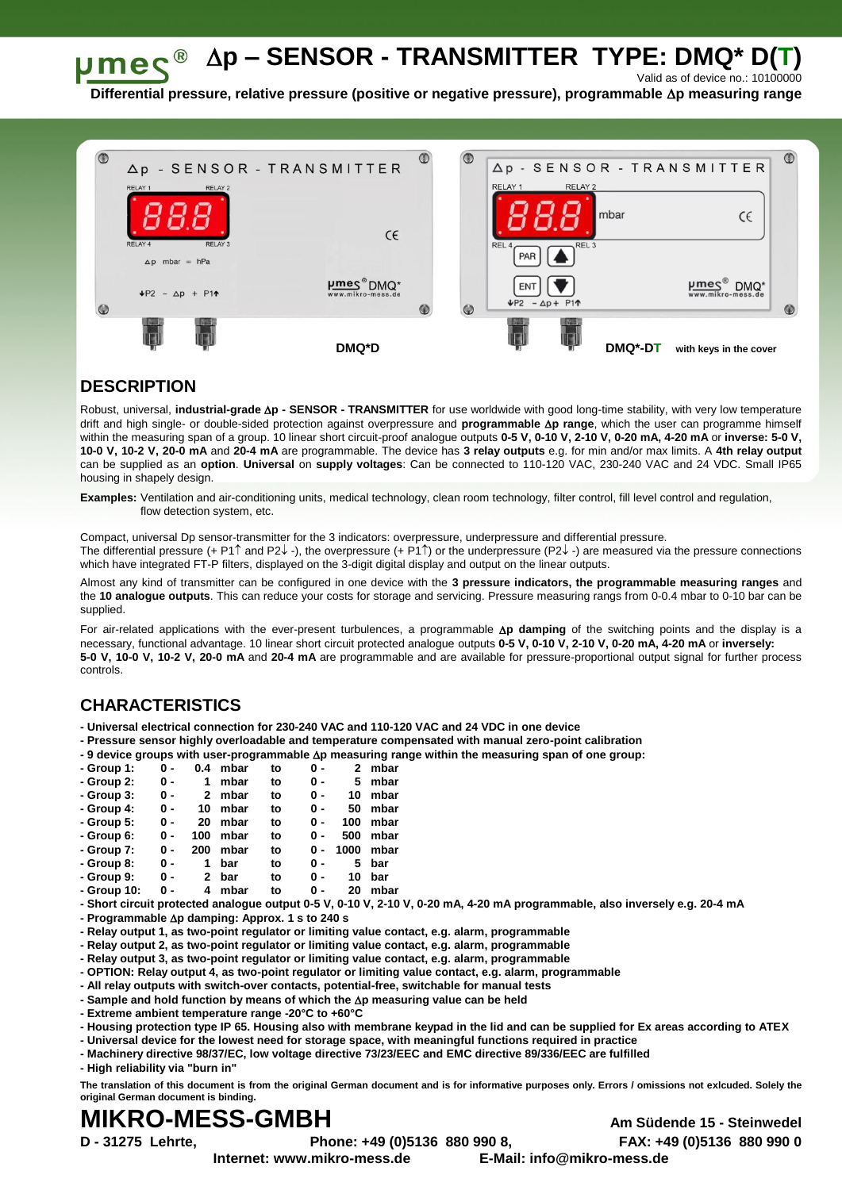# μmes® Δp – SENSOR - TRANSMITTER TYPE: DMQ* D(T)

Valid as of device no.: 10100000

**Differential pressure, relative pressure (positive or negative pressure), programmable Δp measuring range**

DMQ*D

DMQ*-DT with keys in the cover

## DESCRIPTION

Robust, universal, **industrial-grade Δp - SENSOR - TRANSMITTER** for use worldwide with good long-time stability, with very low temperature drift and high single- or double-sided protection against overpressure and **programmable Δp range**, which the user can programme himself within the measuring span of a group. 10 linear short circuit-proof analogue outputs **0-5 V, 0-10 V, 2-10 V, 0-20 mA, 4-20 mA** or **inverse: 5-0 V, 10-0 V, 10-2 V, 20-0 mA** and **20-4 mA** are programmable. The device has **3 relay outputs** e.g. for min and/or max limits. A **4th relay output** can be supplied as an **option**. **Universal** on **supply voltages**: Can be connected to 110-120 VAC, 230-240 VAC and 24 VDC. Small IP65 housing in shapely design.

**Examples:** Ventilation and air-conditioning units, medical technology, clean room technology, filter control, fill level control and regulation, flow detection system, etc.

Compact, universal Dp sensor-transmitter for the 3 indicators: overpressure, underpressure and differential pressure. The differential pressure (+ P1↑ and P2↓ -), the overpressure (+ P1↑) or the underpressure (P2↓ -) are measured via the pressure connections which have integrated FT-P filters, displayed on the 3-digit digital display and output on the linear outputs.

Almost any kind of transmitter can be configured in one device with the **3 pressure indicators, the programmable measuring ranges** and the **10 analogue outputs**. This can reduce your costs for storage and servicing. Pressure measuring rangs from 0-0.4 mbar to 0-10 bar can be supplied.

For air-related applications with the ever-present turbulences, a programmable **Δp damping** of the switching points and the display is a necessary, functional advantage. 10 linear short circuit protected analogue outputs **0-5 V, 0-10 V, 2-10 V, 0-20 mA, 4-20 mA** or **inversely: 5-0 V, 10-0 V, 10-2 V, 20-0 mA** and **20-4 mA** are programmable and are available for pressure-proportional output signal for further process controls.

## CHARACTERISTICS

- **Universal electrical connection for 230-240 VAC and 110-120 VAC and 24 VDC in one device**
- **Pressure sensor highly overloadable and temperature compensated with manual zero-point calibration**
- **9 device groups with user-programmable Δp measuring range within the measuring span of one group:**
- **Group 1: 0 - 0.4 mbar to 0 - 2 mbar**
- **Group 2: 0 - 1 mbar to 0 - 5 mbar**
- **Group 3: 0 - 2 mbar to 0 - 10 mbar**
- **Group 4: 0 - 10 mbar to 0 - 50 mbar**
- **Group 5: 0 - 20 mbar to 0 - 100 mbar**
- **Group 6: 0 - 100 mbar to 0 - 500 mbar**
- **Group 7: 0 - 200 mbar to 0 - 1000 mbar**
- **Group 8: 0 - 1 bar to 0 - 5 bar**
- **Group 9: 0 - 2 bar to 0 - 10 bar**
- **Group 10: 0 - 4 mbar to 0 - 20 mbar**
- **Short circuit protected analogue output 0-5 V, 0-10 V, 2-10 V, 0-20 mA, 4-20 mA programmable, also inversely e.g. 20-4 mA**
- **Programmable Δp damping: Approx. 1 s to 240 s**
- **Relay output 1, as two-point regulator or limiting value contact, e.g. alarm, programmable**
- **Relay output 2, as two-point regulator or limiting value contact, e.g. alarm, programmable**
- **Relay output 3, as two-point regulator or limiting value contact, e.g. alarm, programmable**
- **OPTION: Relay output 4, as two-point regulator or limiting value contact, e.g. alarm, programmable**
- **All relay outputs with switch-over contacts, potential-free, switchable for manual tests**
- **Sample and hold function by means of which the Δp measuring value can be held**
- **Extreme ambient temperature range -20°C to +60°C**
- **Housing protection type IP 65. Housing also with membrane keypad in the lid and can be supplied for Ex areas according to ATEX**
- **Universal device for the lowest need for storage space, with meaningful functions required in practice**
- **Machinery directive 98/37/EC, low voltage directive 73/23/EEC and EMC directive 89/336/EEC are fulfilled**
- **High reliability via "burn in"**

**The translation of this document is from the original German document and is for informative purposes only. Errors / omissions not exlcuded. Solely the original German document is binding.**

# MIKRO-MESS-GMBH

**Am Südende 15 - Steinwedel**

**D - 31275 Lehrte, Phone: +49 (0)5136 880 990 8, FAX: +49 (0)5136 880 990 0**

**Internet: www.mikro-mess.de E-Mail: info@mikro-mess.de**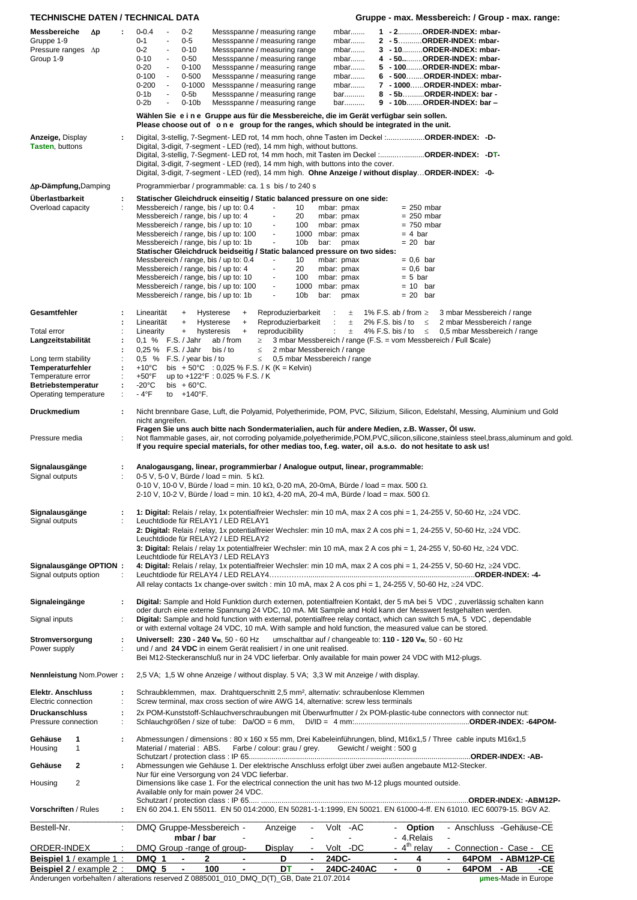## TECHNISCHE DATEN / TECHNICAL DATA

**Gruppe - max. Messbereich: / Group - max. range:**

**Messbereiche Δp** Gruppe 1-9 / Pressure ranges Δp Group 1-9 :

| | | | | | |
|---|---|---|---|---|---|
| 0-0.4 | - 0-2 | Messspanne / measuring range | mbar....... | 1 - 2 | ............**ORDER-INDEX: mbar-** |
| 0-1 | - 0-5 | Messspanne / measuring range | mbar....... | 2 - 5 | ...........**ORDER-INDEX: mbar-** |
| 0-2 | - 0-10 | Messspanne / measuring range | mbar....... | 3 - 10 | ..........**ORDER-INDEX: mbar-** |
| 0-10 | - 0-50 | Messspanne / measuring range | mbar....... | 4 - 50 | ..........**ORDER-INDEX: mbar-** |
| 0-20 | - 0-100 | Messspanne / measuring range | mbar....... | 5 - 100 | ........**ORDER-INDEX: mbar-** |
| 0-100 | - 0-500 | Messspanne / measuring range | mbar....... | 6 - 500 | ........**ORDER-INDEX: mbar-** |
| 0-200 | - 0-1000 | Messspanne / measuring range | mbar....... | 7 - 1000 | ......**ORDER-INDEX: mbar-** |
| 0-1b | - 0-5b | Messspanne / measuring range | bar.......... | 8 - 5b | ..........**ORDER-INDEX: bar -** |
| 0-2b | - 0-10b | Messspanne / measuring range | bar.......... | 9 - 10b | ........**ORDER-INDEX: bar –** |

**Wählen Sie e i n e Gruppe aus für die Messbereiche, die im Gerät verfügbar sein sollen.**
**Please choose out of o n e group for the ranges, which should be integrated in the unit.**

**Anzeige,** Display / **Tasten**, buttons :
Digital, 3-stellig, 7-Segment- LED rot, 14 mm hoch, ohne Tasten im Deckel :.................**ORDER-INDEX: -D-**
Digital, 3-digit, 7-segment - LED (red), 14 mm high, without buttons.
Digital, 3-stellig, 7-Segment- LED rot, 14 mm hoch, mit Tasten im Deckel :.................**ORDER-INDEX: -DT-**
Digital, 3-digit, 7-segment - LED (red), 14 mm high, with buttons into the cover.
Digital, 3-digit, 7-segment - LED (red), 14 mm high. **Ohne Anzeige / without display**...**ORDER-INDEX: -0-**

**Δp-Dämpfung,**Damping : Programmierbar / programmable: ca. 1 s bis / to 240 s

**Überlastbarkeit** / Overload capacity :
**Statischer Gleichdruck einseitig / Static balanced pressure on one side:**
Messbereich / range, bis / up to: 0.4 - 10 mbar: pmax = 250 mbar
Messbereich / range, bis / up to: 4 - 20 mbar: pmax = 250 mbar
Messbereich / range, bis / up to: 10 - 100 mbar: pmax = 750 mbar
Messbereich / range, bis / up to: 100 - 1000 mbar: pmax = 4 bar
Messbereich / range, bis / up to: 1b - 10b bar: pmax = 20 bar
**Statischer Gleichdruck beidseitig / Static balanced pressure on two sides:**
Messbereich / range, bis / up to: 0.4 - 10 mbar: pmax = 0,6 bar
Messbereich / range, bis / up to: 4 - 20 mbar: pmax = 0,6 bar
Messbereich / range, bis / up to: 10 - 100 mbar: pmax = 5 bar
Messbereich / range, bis / up to: 100 - 1000 mbar: pmax = 10 bar
Messbereich / range, bis / up to: 1b - 10b bar: pmax = 20 bar

**Gesamtfehler** / Total error :
Linearität + Hysterese + Reproduzierbarkeit : ± 1% F.S. ab / from ≥ 3 mbar Messbereich / range
Linearität + Hysterese + Reproduzierbarkeit : ± 2% F.S. bis / to ≤ 2 mbar Messbereich / range
Linearity + hysteresis + reproducibility : ± 4% F.S. bis / to ≤ 0,5 mbar Messbereich / range

**Langzeitstabilität** / Long term stability :
0,1 % F.S. / Jahr ab / from ≥ 3 mbar Messbereich / range (F.S. = vom Messbereich / **F**ull **S**cale)
0,25 % F.S. / Jahr bis / to ≤ 2 mbar Messbereich / range
0,5 % F.S. / year bis / to ≤ 0,5 mbar Messbereich / range

**Temperaturfehler** / Temperature error :
+10°C bis + 50°C : 0,025 % F.S. / K (K = Kelvin)
+50°F up to +122°F : 0.025 % F.S. / K

**Betriebstemperatur** / Operating temperature :
-20°C bis + 60°C.
- 4°F to +140°F.

**Druckmedium** :
Nicht brennbare Gase, Luft, die Polyamid, Polyetherimide, POM, PVC, Silizium, Silicon, Edelstahl, Messing, Aluminium und Gold nicht angreifen.
**Fragen Sie uns auch bitte nach Sondermaterialien, auch für andere Medien, z.B. Wasser, Öl usw.**

Pressure media :
Not flammable gases, air, not corroding polyamide,polyetherimide,POM,PVC,silicon,silicone,stainless steel,brass,aluminum and gold.
**If you require special materials, for other medias too, f.eg. water, oil a.s.o. do not hesitate to ask us!**

**Signalausgänge** / Signal outputs :
**Analogausgang, linear, programmierbar / Analogue output, linear, programmable:**
0-5 V, 5-0 V, Bürde / load = min. 5 kΩ.
0-10 V, 10-0 V, Bürde / load = min. 10 kΩ, 0-20 mA, 20-0mA, Bürde / load = max. 500 Ω.
2-10 V, 10-2 V, Bürde / load = min. 10 kΩ, 4-20 mA, 20-4 mA, Bürde / load = max. 500 Ω.

**Signalausgänge** / Signal outputs :
**1: Digital:** Relais / relay, 1x potentialfreier Wechsler: min 10 mA, max 2 A cos phi = 1, 24-255 V, 50-60 Hz, ≥24 VDC.
Leuchtdiode für RELAY1 / LED RELAY1
**2: Digital:** Relais / relay, 1x potentialfreier Wechsler: min 10 mA, max 2 A cos phi = 1, 24-255 V, 50-60 Hz, ≥24 VDC.
Leuchtdiode für RELAY2 / LED RELAY2
**3: Digital:** Relais / relay 1x potentialfreier Wechsler: min 10 mA, max 2 A cos phi = 1, 24-255 V, 50-60 Hz, ≥24 VDC.
Leuchtdiode für RELAY3 / LED RELAY3

**Signalausgänge OPTION :** / Signal outputs option :
**4: Digital:** Relais / relay, 1x potentialfreier Wechsler: min 10 mA, max 2 A cos phi = 1, 24-255 V, 50-60 Hz, ≥24 VDC.
Leuchtdiode für RELAY4 / LED RELAY4.......................................................................**ORDER-INDEX: -4-**
All relay contacts 1x change-over switch : min 10 mA, max 2 A cos phi = 1, 24-255 V, 50-60 Hz, ≥24 VDC.

**Signaleingänge** :
**Digital:** Sample and Hold Funktion durch externen, potentialfreien Kontakt, der 5 mA bei 5 VDC , zuverlässig schalten kann oder durch eine externe Spannung 24 VDC, 10 mA. Mit Sample and Hold kann der Messwert festgehalten werden.

Signal inputs :
**Digital:** Sample and hold function with external, potentialfree relay contact, which can switch 5 mA, 5 VDC , dependable or with external voltage 24 VDC, 10 mA. With sample and hold function, the measured value can be stored.

**Stromversorgung** / Power supply :
**Universell: 230 - 240 V≈**, 50 - 60 Hz umschaltbar auf / changeable to: **110 - 120 V≈**, 50 - 60 Hz
und / and **24 VDC** in einem Gerät realisiert / in one unit realised.
Bei M12-Steckeranschluß nur in 24 VDC lieferbar. Only available for main power 24 VDC with M12-plugs.

**Nennleistung** Nom.Power **:** 2,5 VA; 1,5 W ohne Anzeige / without display. 5 VA; 3,3 W mit Anzeige / with display.

**Elektr. Anschluss** / Electric connection :
Schraubklemmen, max. Drahtquerschnitt 2,5 mm², alternativ: schraubenlose Klemmen
Screw terminal, max cross section of wire AWG 14, alternative: screw less terminals

**Druckanschluss** / Pressure connection :
2x POM-Kunststoff-Schlauchverschraubungen mit Überwurfmutter / 2x POM-plastic-tube connectors with connector nut:
Schlauchgrößen / size of tube: Da/OD = 6 mm, Di/ID = 4 mm:.......................................................**ORDER-INDEX: -64POM-**

**Gehäuse 1** / Housing 1 :
Abmessungen / dimensions : 80 x 160 x 55 mm, Drei Kabeleinführungen, blind, M16x1,5 / Three cable inputs M16x1,5
Material / material : ABS. Farbe / colour: grau / grey. Gewicht / weight : 500 g
Schutzart / protection class : IP 65.........................................................................................**ORDER-INDEX: -AB-**

**Gehäuse 2** / Housing 2 :
Abmessungen wie Gehäuse 1. Der elektrische Anschluss erfolgt über zwei außen angebaute M12-Stecker.
Nur für eine Versorgung von 24 VDC lieferbar.
Dimensions like case 1. For the electrical connection the unit has two M-12 plugs mounted outside.
Available only for main power 24 VDC.
Schutzart / protection class : IP 65.........................................................................................**ORDER-INDEX: -ABM12P-**

**Vorschriften** / Rules : EN 60 204.1. EN 55011. EN 50 014:2000, EN 50281-1-1:1999, EN 50021. EN 61000-4-ff. EN 61010. IEC 60079-15. BGV A2.

| | | | | | | | | | | | | | |
|---|---|---|---|---|---|---|---|---|---|---|---|---|---|
| Bestell-Nr. | : | DMQ Gruppe-Messbereich - mbar / bar | - | | Anzeige | - | Volt -AC | - | **Option** - 4.Relais | - | Anschluss | -Gehäuse | -CE |
| ORDER-INDEX | : | DMQ Group -range of group- | | | **D**isplay | - | Volt -DC | - | 4[th] relay | - | Connection | - Case | - CE |
| **Beispiel 1** / example 1 | : | **DMQ 1** | - | **2** | **D** | - | **24DC-** | - | **4** | - | **64POM** | **- ABM12P** | **-CE** |
| **Beispiel 2** / example 2 | : | **DMQ 5** | - | **100** | **DT** | - | **24DC-240AC** | - | **0** | - | **64POM** | **- AB** | **-CE** |

Änderungen vorbehalten / alterations reserved Z 0885001_010_DMQ_D(T)_GB, Date 21.07.2014

**µmes**-Made in Europe